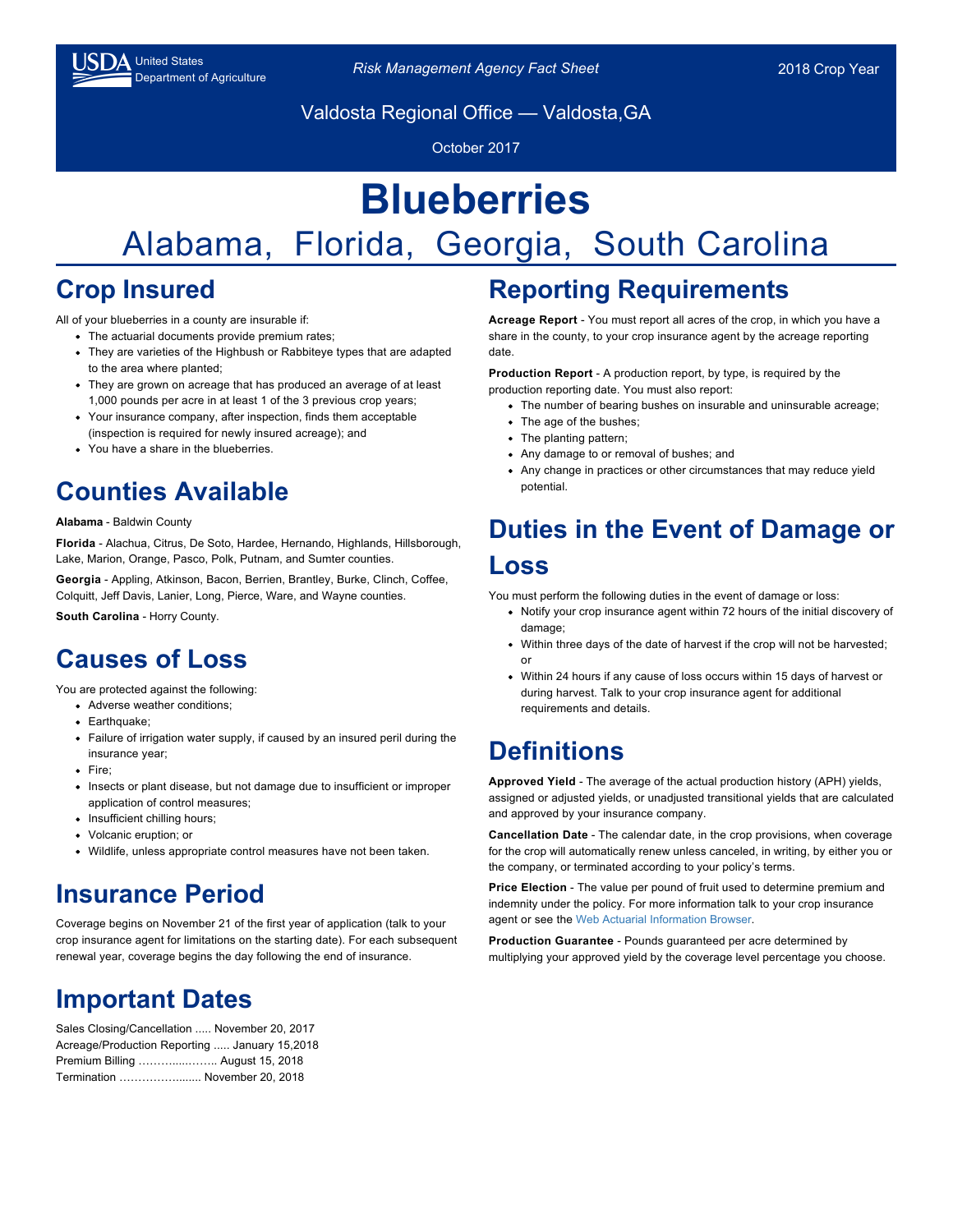United States Department of Agriculture

*Risk Management Agency Fact Sheet*

2018 Crop Year

Valdosta Regional Office — Valdosta,GA

October 2017

# Blueberries

## Alabama, Florida, Georgia, South Carolina

## Crop Insured

All of your blueberries in a county are insurable if:

- The actuarial documents provide premium rates;
- They are varieties of the Highbush or Rabbiteye types that are adapted to the area where planted;
- They are grown on acreage that has produced an average of at least 1,000 pounds per acre in at least 1 of the 3 previous crop years;
- Your insurance company, after inspection, finds them acceptable (inspection is required for newly insured acreage); and
- You have a share in the blueberries.

## Counties Available

**Alabama** - Baldwin County

**Florida** - Alachua, Citrus, De Soto, Hardee, Hernando, Highlands, Hillsborough, Lake, Marion, Orange, Pasco, Polk, Putnam, and Sumter counties.

**Georgia** - Appling, Atkinson, Bacon, Berrien, Brantley, Burke, Clinch, Coffee, Colquitt, Jeff Davis, Lanier, Long, Pierce, Ware, and Wayne counties.

**South Carolina** - Horry County.

## Causes of Loss

You are protected against the following:

- Adverse weather conditions;
- Earthquake;
- Failure of irrigation water supply, if caused by an insured peril during the insurance year;
- Fire;
- Insects or plant disease, but not damage due to insufficient or improper application of control measures;
- Insufficient chilling hours;
- Volcanic eruption; or
- Wildlife, unless appropriate control measures have not been taken.

## Insurance Period

Coverage begins on November 21 of the first year of application (talk to your crop insurance agent for limitations on the starting date). For each subsequent renewal year, coverage begins the day following the end of insurance.

## Important Dates

Sales Closing/Cancellation ..... November 20, 2017
Acreage/Production Reporting ..... January 15,2018
Premium Billing ………...…….. August 15, 2018
Termination …………….…..... November 20, 2018

## Reporting Requirements

**Acreage Report** - You must report all acres of the crop, in which you have a share in the county, to your crop insurance agent by the acreage reporting date.

**Production Report** - A production report, by type, is required by the production reporting date. You must also report:

- The number of bearing bushes on insurable and uninsurable acreage;
- The age of the bushes;
- The planting pattern;
- Any damage to or removal of bushes; and
- Any change in practices or other circumstances that may reduce yield potential.

## Duties in the Event of Damage or Loss

You must perform the following duties in the event of damage or loss:

- Notify your crop insurance agent within 72 hours of the initial discovery of damage;
- Within three days of the date of harvest if the crop will not be harvested; or
- Within 24 hours if any cause of loss occurs within 15 days of harvest or during harvest. Talk to your crop insurance agent for additional requirements and details.

## Definitions

**Approved Yield** - The average of the actual production history (APH) yields, assigned or adjusted yields, or unadjusted transitional yields that are calculated and approved by your insurance company.

**Cancellation Date** - The calendar date, in the crop provisions, when coverage for the crop will automatically renew unless canceled, in writing, by either you or the company, or terminated according to your policy's terms.

**Price Election** - The value per pound of fruit used to determine premium and indemnity under the policy. For more information talk to your crop insurance agent or see the Web Actuarial Information Browser.

**Production Guarantee** - Pounds guaranteed per acre determined by multiplying your approved yield by the coverage level percentage you choose.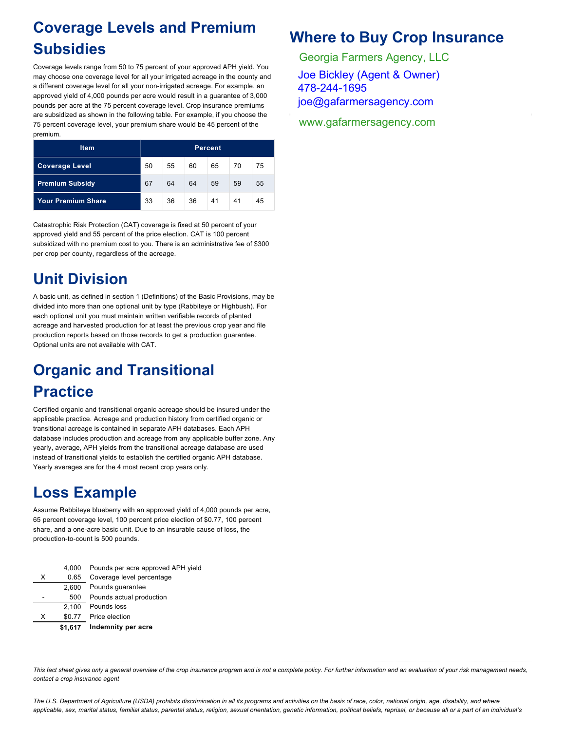## Coverage Levels and Premium Subsidies

Coverage levels range from 50 to 75 percent of your approved APH yield. You may choose one coverage level for all your irrigated acreage in the county and a different coverage level for all your non-irrigated acreage. For example, an approved yield of 4,000 pounds per acre would result in a guarantee of 3,000 pounds per acre at the 75 percent coverage level. Crop insurance premiums are subsidized as shown in the following table. For example, if you choose the 75 percent coverage level, your premium share would be 45 percent of the premium.

| Item | Percent | | | | | |
|---|---|---|---|---|---|---|
| **Coverage Level** | 50 | 55 | 60 | 65 | 70 | 75 |
| **Premium Subsidy** | 67 | 64 | 64 | 59 | 59 | 55 |
| **Your Premium Share** | 33 | 36 | 36 | 41 | 41 | 45 |

Catastrophic Risk Protection (CAT) coverage is fixed at 50 percent of your approved yield and 55 percent of the price election. CAT is 100 percent subsidized with no premium cost to you. There is an administrative fee of $300 per crop per county, regardless of the acreage.

## Unit Division

A basic unit, as defined in section 1 (Definitions) of the Basic Provisions, may be divided into more than one optional unit by type (Rabbiteye or Highbush). For each optional unit you must maintain written verifiable records of planted acreage and harvested production for at least the previous crop year and file production reports based on those records to get a production guarantee. Optional units are not available with CAT.

## Organic and Transitional Practice

Certified organic and transitional organic acreage should be insured under the applicable practice. Acreage and production history from certified organic or transitional acreage is contained in separate APH databases. Each APH database includes production and acreage from any applicable buffer zone. Any yearly, average, APH yields from the transitional acreage database are used instead of transitional yields to establish the certified organic APH database. Yearly averages are for the 4 most recent crop years only.

## Loss Example

Assume Rabbiteye blueberry with an approved yield of 4,000 pounds per acre, 65 percent coverage level, 100 percent price election of $0.77, 100 percent share, and a one-acre basic unit. Due to an insurable cause of loss, the production-to-count is 500 pounds.

| | | |
|---|---|---|
| | 4,000 | Pounds per acre approved APH yield |
| X | 0.65 | Coverage level percentage |
| | 2,600 | Pounds guarantee |
| - | 500 | Pounds actual production |
| | 2,100 | Pounds loss |
| X | $0.77 | Price election |
| | **$1,617** | **Indemnity per acre** |

## Where to Buy Crop Insurance

Georgia Farmers Agency, LLC

Joe Bickley (Agent & Owner)
478-244-1695
joe@gafarmersagency.com

www.gafarmersagency.com

*This fact sheet gives only a general overview of the crop insurance program and is not a complete policy. For further information and an evaluation of your risk management needs, contact a crop insurance agent*

*The U.S. Department of Agriculture (USDA) prohibits discrimination in all its programs and activities on the basis of race, color, national origin, age, disability, and where applicable, sex, marital status, familial status, parental status, religion, sexual orientation, genetic information, political beliefs, reprisal, or because all or a part of an individual's*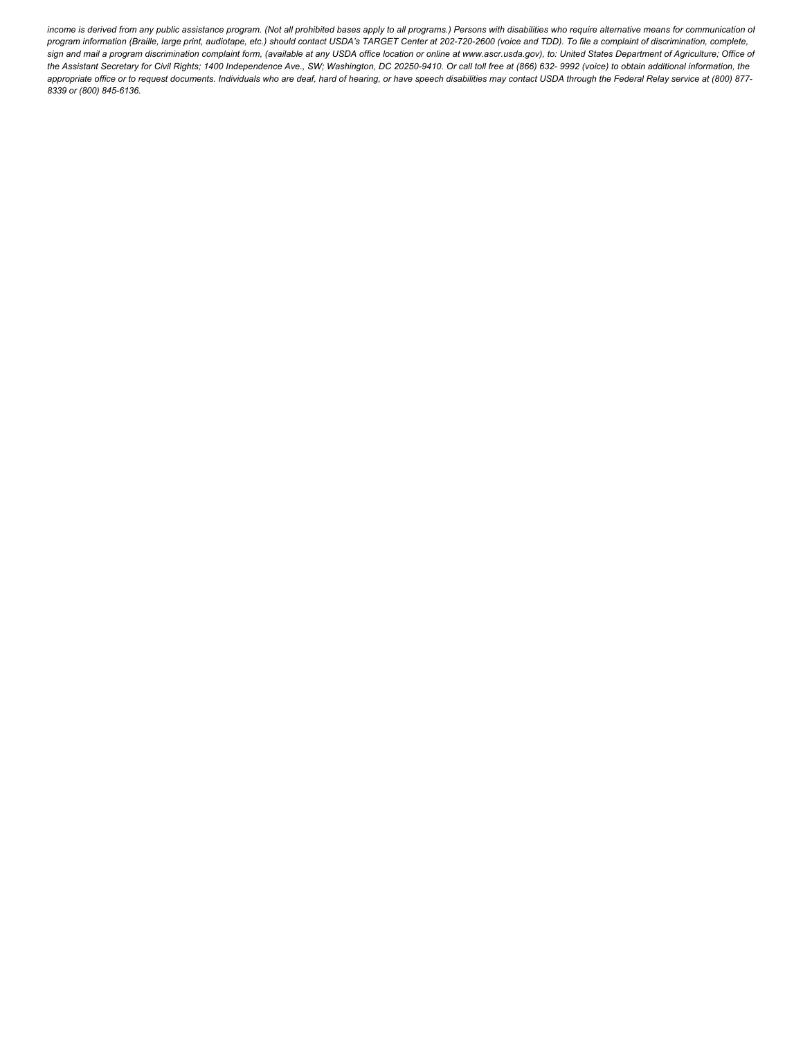*income is derived from any public assistance program. (Not all prohibited bases apply to all programs.) Persons with disabilities who require alternative means for communication of program information (Braille, large print, audiotape, etc.) should contact USDA's TARGET Center at 202-720-2600 (voice and TDD). To file a complaint of discrimination, complete, sign and mail a program discrimination complaint form, (available at any USDA office location or online at www.ascr.usda.gov), to: United States Department of Agriculture; Office of the Assistant Secretary for Civil Rights; 1400 Independence Ave., SW; Washington, DC 20250-9410. Or call toll free at (866) 632- 9992 (voice) to obtain additional information, the appropriate office or to request documents. Individuals who are deaf, hard of hearing, or have speech disabilities may contact USDA through the Federal Relay service at (800) 877-8339 or (800) 845-6136.*